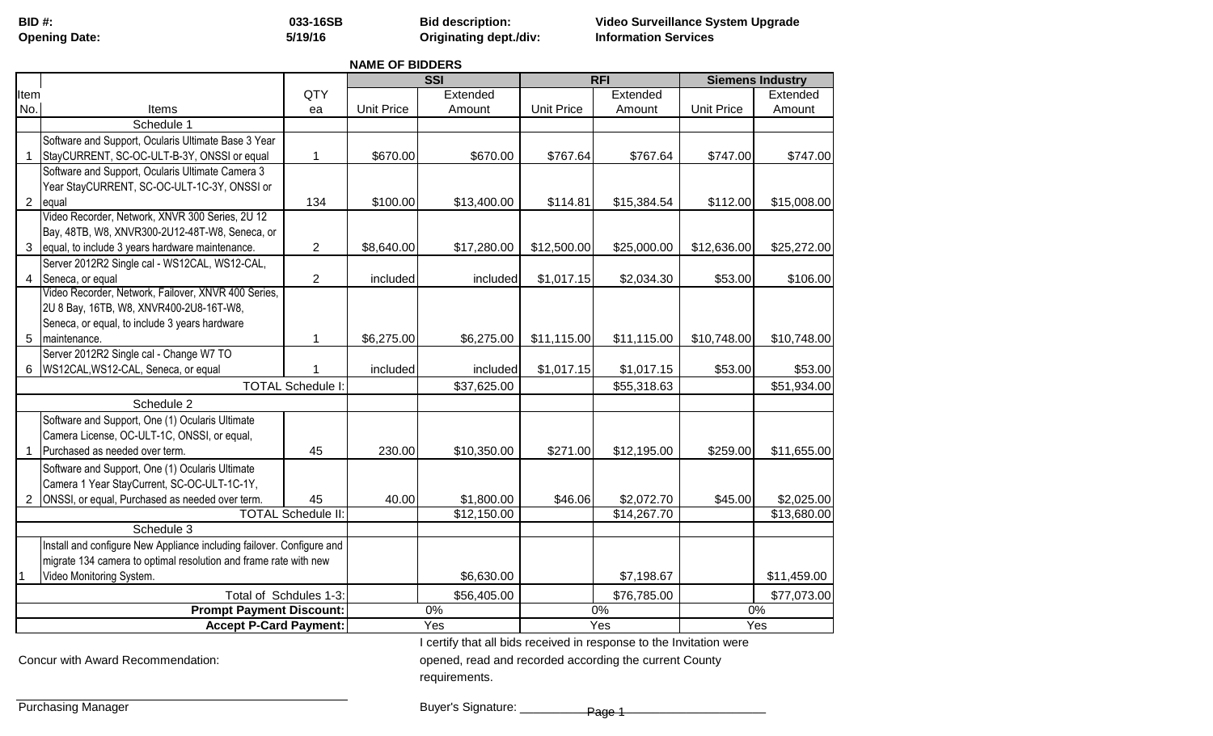| BID #: | 033-16SB | Bid description: | Video Surveillance System Upgrade |
|---|---|---|---|
| Opening Date: | 5/19/16 | Originating dept./div: | Information Services |

**NAME OF BIDDERS**

| Item No. | Items | QTY ea | SSI Unit Price | SSI Extended Amount | RFI Unit Price | RFI Extended Amount | Siemens Industry Unit Price | Siemens Industry Extended Amount |
|---|---|---|---|---|---|---|---|---|
| | Schedule 1 | | | | | | | |
| 1 | Software and Support, Ocularis Ultimate Base 3 Year StayCURRENT, SC-OC-ULT-B-3Y, ONSSI or equal | 1 | $670.00 | $670.00 | $767.64 | $767.64 | $747.00 | $747.00 |
| 2 | Software and Support, Ocularis Ultimate Camera 3 Year StayCURRENT, SC-OC-ULT-1C-3Y, ONSSI or equal | 134 | $100.00 | $13,400.00 | $114.81 | $15,384.54 | $112.00 | $15,008.00 |
| 3 | Video Recorder, Network, XNVR 300 Series, 2U 12 Bay, 48TB, W8, XNVR300-2U12-48T-W8, Seneca, or equal, to include 3 years hardware maintenance. | 2 | $8,640.00 | $17,280.00 | $12,500.00 | $25,000.00 | $12,636.00 | $25,272.00 |
| 4 | Server 2012R2 Single cal - WS12CAL, WS12-CAL, Seneca, or equal | 2 | included | included | $1,017.15 | $2,034.30 | $53.00 | $106.00 |
| 5 | Video Recorder, Network, Failover, XNVR 400 Series, 2U 8 Bay, 16TB, W8, XNVR400-2U8-16T-W8, Seneca, or equal, to include 3 years hardware maintenance. | 1 | $6,275.00 | $6,275.00 | $11,115.00 | $11,115.00 | $10,748.00 | $10,748.00 |
| 6 | Server 2012R2 Single cal - Change W7 TO WS12CAL,WS12-CAL, Seneca, or equal | 1 | included | included | $1,017.15 | $1,017.15 | $53.00 | $53.00 |
| | TOTAL Schedule I: | | | $37,625.00 | | $55,318.63 | | $51,934.00 |
| | Schedule 2 | | | | | | | |
| 1 | Software and Support, One (1) Ocularis Ultimate Camera License, OC-ULT-1C, ONSSI, or equal, Purchased as needed over term. | 45 | 230.00 | $10,350.00 | $271.00 | $12,195.00 | $259.00 | $11,655.00 |
| 2 | Software and Support, One (1) Ocularis Ultimate Camera 1 Year StayCurrent, SC-OC-ULT-1C-1Y, ONSSI, or equal, Purchased as needed over term. | 45 | 40.00 | $1,800.00 | $46.06 | $2,072.70 | $45.00 | $2,025.00 |
| | TOTAL Schedule II: | | | $12,150.00 | | $14,267.70 | | $13,680.00 |
| | Schedule 3 | | | | | | | |
| 1 | Install and configure New Appliance including failover. Configure and migrate 134 camera to optimal resolution and frame rate with new Video Monitoring System. | | | $6,630.00 | | $7,198.67 | | $11,459.00 |
| | Total of Schdules 1-3: | | | $56,405.00 | | $76,785.00 | | $77,073.00 |
| | **Prompt Payment Discount:** | | 0% | | 0% | | 0% | |
| | **Accept P-Card Payment:** | | Yes | | Yes | | Yes | |

Concur with Award Recommendation:

I certify that all bids received in response to the Invitation were opened, read and recorded according the current County requirements.

Purchasing Manager

Buyer's Signature: ______________________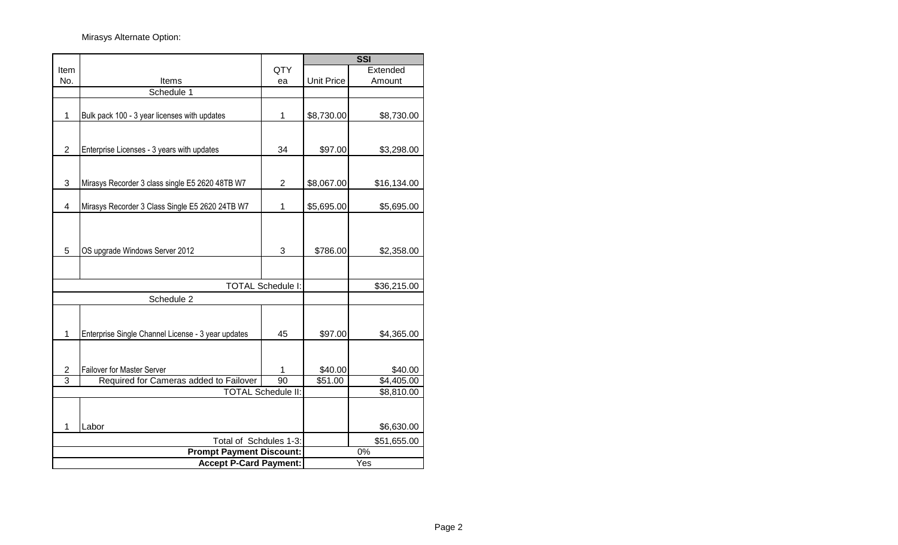Mirasys Alternate Option:

| Item No. | Items | QTY ea | SSI Unit Price | SSI Extended Amount |
|---|---|---|---|---|
| | Schedule 1 | | | |
| 1 | Bulk pack 100 - 3 year licenses with updates | 1 | $8,730.00 | $8,730.00 |
| 2 | Enterprise Licenses - 3 years with updates | 34 | $97.00 | $3,298.00 |
| 3 | Mirasys Recorder 3 class single E5 2620 48TB W7 | 2 | $8,067.00 | $16,134.00 |
| 4 | Mirasys Recorder 3 Class Single E5 2620 24TB W7 | 1 | $5,695.00 | $5,695.00 |
| 5 | OS upgrade Windows Server 2012 | 3 | $786.00 | $2,358.00 |
| | | | | |
| | TOTAL Schedule I: | | | $36,215.00 |
| | Schedule 2 | | | |
| 1 | Enterprise Single Channel License - 3 year updates | 45 | $97.00 | $4,365.00 |
| 2 | Failover for Master Server | 1 | $40.00 | $40.00 |
| 3 | Required for Cameras added to Failover | 90 | $51.00 | $4,405.00 |
| | TOTAL Schedule II: | | | $8,810.00 |
| 1 | Labor | | | $6,630.00 |
| | Total of Schdules 1-3: | | | $51,655.00 |
| | **Prompt Payment Discount:** | | | 0% |
| | **Accept P-Card Payment:** | | | Yes |